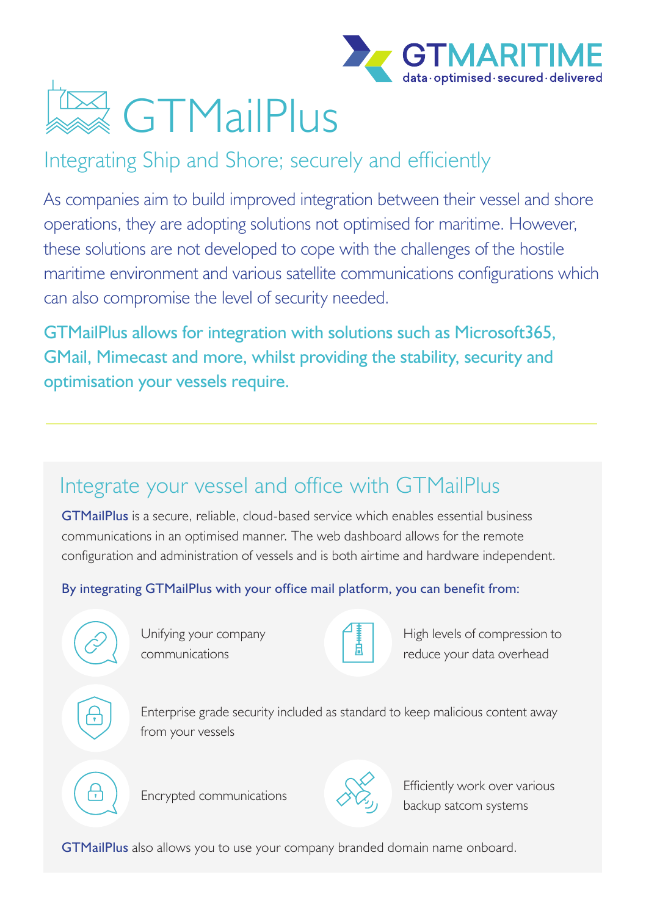GTMARITIME
data · optimised · secured · delivered

# GTMailPlus

## Integrating Ship and Shore; securely and efficiently

As companies aim to build improved integration between their vessel and shore operations, they are adopting solutions not optimised for maritime. However, these solutions are not developed to cope with the challenges of the hostile maritime environment and various satellite communications configurations which can also compromise the level of security needed.

**GTMailPlus allows for integration with solutions such as Microsoft365, GMail, Mimecast and more, whilst providing the stability, security and optimisation your vessels require.**

---

## Integrate your vessel and office with GTMailPlus

**GTMailPlus** is a secure, reliable, cloud-based service which enables essential business communications in an optimised manner. The web dashboard allows for the remote configuration and administration of vessels and is both airtime and hardware independent.

**By integrating GTMailPlus with your office mail platform, you can benefit from:**

- Unifying your company communications
- High levels of compression to reduce your data overhead
- Enterprise grade security included as standard to keep malicious content away from your vessels
- Encrypted communications
- Efficiently work over various backup satcom systems

**GTMailPlus** also allows you to use your company branded domain name onboard.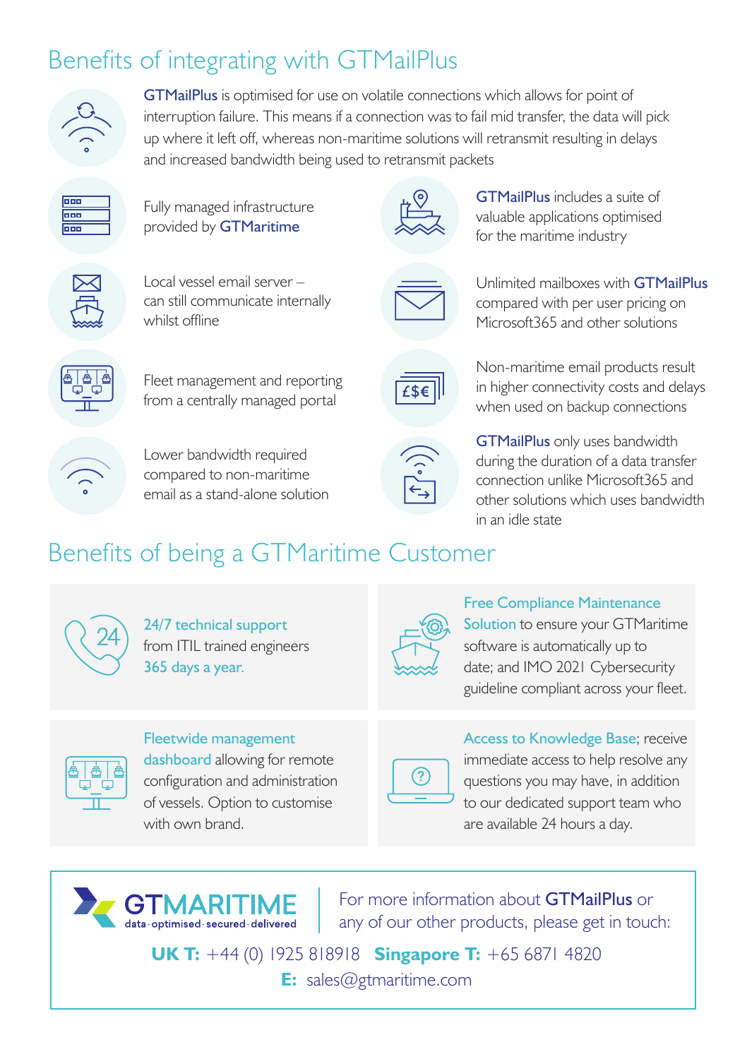# Benefits of integrating with GTMailPlus

GTMailPlus is optimised for use on volatile connections which allows for point of interruption failure. This means if a connection was to fail mid transfer, the data will pick up where it left off, whereas non-maritime solutions will retransmit resulting in delays and increased bandwidth being used to retransmit packets

Fully managed infrastructure provided by GTMaritime

Local vessel email server – can still communicate internally whilst offline

Fleet management and reporting from a centrally managed portal

Lower bandwidth required compared to non-maritime email as a stand-alone solution

GTMailPlus includes a suite of valuable applications optimised for the maritime industry

Unlimited mailboxes with GTMailPlus compared with per user pricing on Microsoft365 and other solutions

Non-maritime email products result in higher connectivity costs and delays when used on backup connections

GTMailPlus only uses bandwidth during the duration of a data transfer connection unlike Microsoft365 and other solutions which uses bandwidth in an idle state

# Benefits of being a GTMaritime Customer

24

**24/7 technical support** from ITIL trained engineers **365 days a year.**

**Free Compliance Maintenance Solution** to ensure your GTMaritime software is automatically up to date; and IMO 2021 Cybersecurity guideline compliant across your fleet.

**Fleetwide management dashboard** allowing for remote configuration and administration of vessels. Option to customise with own brand.

**Access to Knowledge Base**; receive immediate access to help resolve any questions you may have, in addition to our dedicated support team who are available 24 hours a day.

GTMARITIME
data·optimised·secured·delivered

For more information about **GTMailPlus** or any of our other products, please get in touch:

**UK T:** +44 (0) 1925 818918 **Singapore T:** +65 6871 4820

**E:** sales@gtmaritime.com